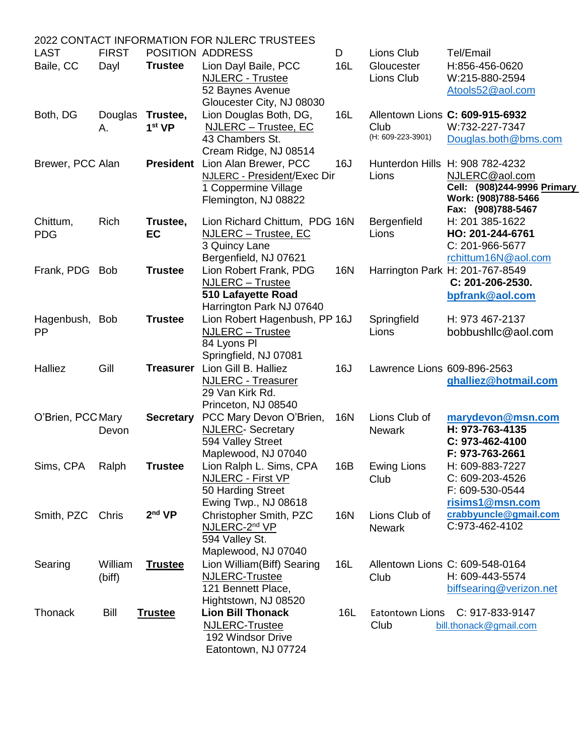2022 CONTACT INFORMATION FOR NJLERC TRUSTEES

| LAST | FIRST | POSITION | ADDRESS | D | Lions Club | Tel/Email |
|---|---|---|---|---|---|---|
| Baile, CC | Dayl | **Trustee** | Lion Dayl Baile, PCC<br>NJLERC - Trustee<br>52 Baynes Avenue<br>Gloucester City, NJ 08030 | 16L | Gloucester Lions Club | H:856-456-0620<br>W:215-880-2594<br>Atools52@aol.com |
| Both, DG | Douglas A. | **Trustee, 1st VP** | Lion Douglas Both, DG,<br>NJLERC – Trustee, EC<br>43 Chambers St.<br>Cream Ridge, NJ 08514 | 16L | Allentown Lions Club<br>(H: 609-223-3901) | **C: 609-915-6932**<br>W:732-227-7347<br>Douglas.both@bms.com |
| Brewer, PCC | Alan | **President** | Lion Alan Brewer, PCC<br>NJLERC - President/Exec Dir<br>1 Coppermine Village<br>Flemington, NJ 08822 | 16J | Hunterdon Hills Lions | H: 908 782-4232<br>NJLERC@aol.com<br>**Cell: (908)244-9996 Primary**<br>**Work: (908)788-5466**<br>**Fax: (908)788-5467** |
| Chittum, PDG | Rich | **Trustee, EC** | Lion Richard Chittum, PDG<br>NJLERC – Trustee, EC<br>3 Quincy Lane<br>Bergenfield, NJ 07621 | 16N | Bergenfield Lions | H: 201 385-1622<br>**HO: 201-244-6761**<br>C: 201-966-5677<br>rchittum16N@aol.com |
| Frank, PDG | Bob | **Trustee** | Lion Robert Frank, PDG<br>NJLERC – Trustee<br>**510 Lafayette Road**<br>Harrington Park NJ 07640 | 16N | Harrington Park | H: 201-767-8549<br>**C: 201-206-2530.**<br>**bpfrank@aol.com** |
| Hagenbush, PP | Bob | **Trustee** | Lion Robert Hagenbush, PP<br>NJLERC – Trustee<br>84 Lyons Pl<br>Springfield, NJ 07081 | 16J | Springfield Lions | H: 973 467-2137<br>bobbushllc@aol.com |
| Halliez | Gill | **Treasurer** | Lion Gill B. Halliez<br>NJLERC - Treasurer<br>29 Van Kirk Rd.<br>Princeton, NJ 08540 | 16J | Lawrence Lions | 609-896-2563<br>**ghalliez@hotmail.com** |
| O'Brien, PCC | Mary Devon | **Secretary** | PCC Mary Devon O'Brien,<br>NJLERC- Secretary<br>594 Valley Street<br>Maplewood, NJ 07040 | 16N | Lions Club of Newark | **marydevon@msn.com**<br>**H: 973-763-4135**<br>**C: 973-462-4100**<br>**F: 973-763-2661** |
| Sims, CPA | Ralph | **Trustee** | Lion Ralph L. Sims, CPA<br>NJLERC - First VP<br>50 Harding Street<br>Ewing Twp., NJ 08618 | 16B | Ewing Lions Club | H: 609-883-7227<br>C: 609-203-4526<br>F: 609-530-0544<br>**risims1@msn.com** |
| Smith, PZC | Chris | **2nd VP** | Christopher Smith, PZC<br>NJLERC-2nd VP<br>594 Valley St.<br>Maplewood, NJ 07040 | 16N | Lions Club of Newark | **crabbyuncle@gmail.com**<br>C:973-462-4102 |
| Searing | William (biff) | **Trustee** | Lion William(Biff) Searing<br>NJLERC-Trustee<br>121 Bennett Place,<br>Hightstown, NJ 08520 | 16L | Allentown Lions Club | C: 609-548-0164<br>H: 609-443-5574<br>biffsearing@verizon.net |
| Thonack | Bill | **Trustee** | **Lion Bill Thonack**<br>NJLERC-Trustee<br>192 Windsor Drive<br>Eatontown, NJ 07724 | 16L | Eatontown Lions Club | C: 917-833-9147<br>bill.thonack@gmail.com |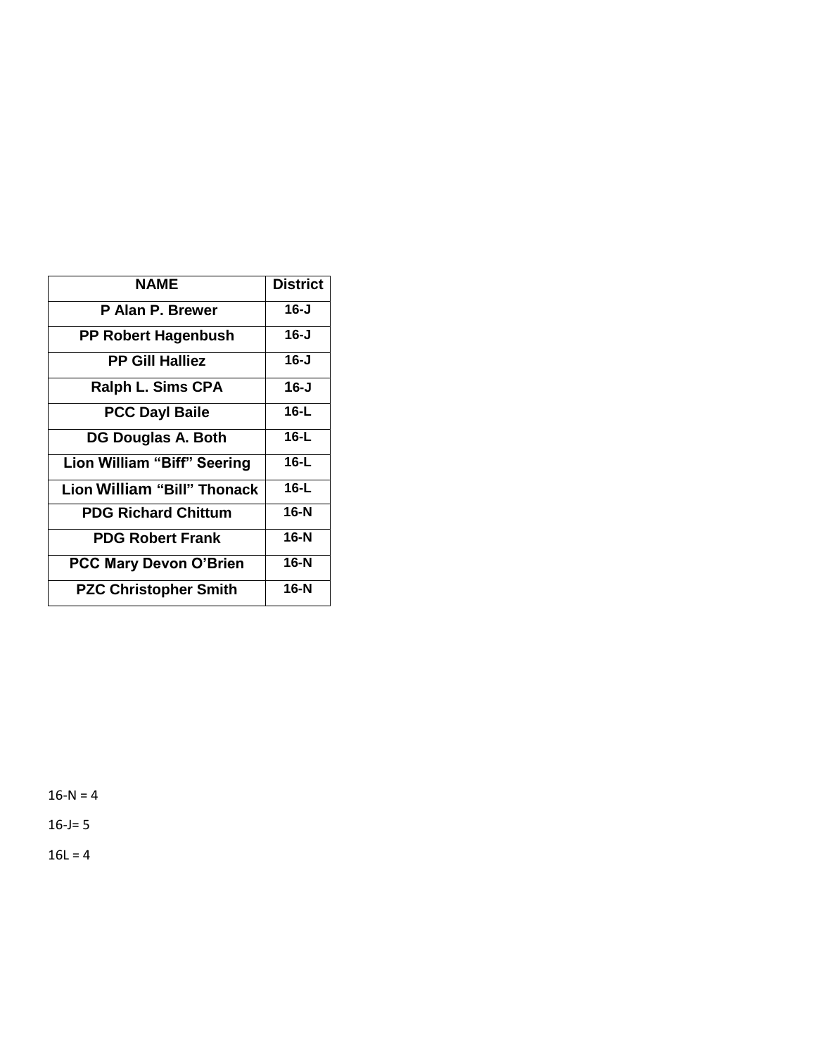| NAME | District |
|---|---|
| P Alan P. Brewer | 16-J |
| PP Robert Hagenbush | 16-J |
| PP Gill Halliez | 16-J |
| Ralph L. Sims CPA | 16-J |
| PCC Dayl Baile | 16-L |
| DG Douglas A. Both | 16-L |
| Lion William “Biff” Seering | 16-L |
| Lion William “Bill” Thonack | 16-L |
| PDG Richard Chittum | 16-N |
| PDG Robert Frank | 16-N |
| PCC Mary Devon O’Brien | 16-N |
| PZC Christopher Smith | 16-N |

16-N = 4

16-J= 5

16L = 4